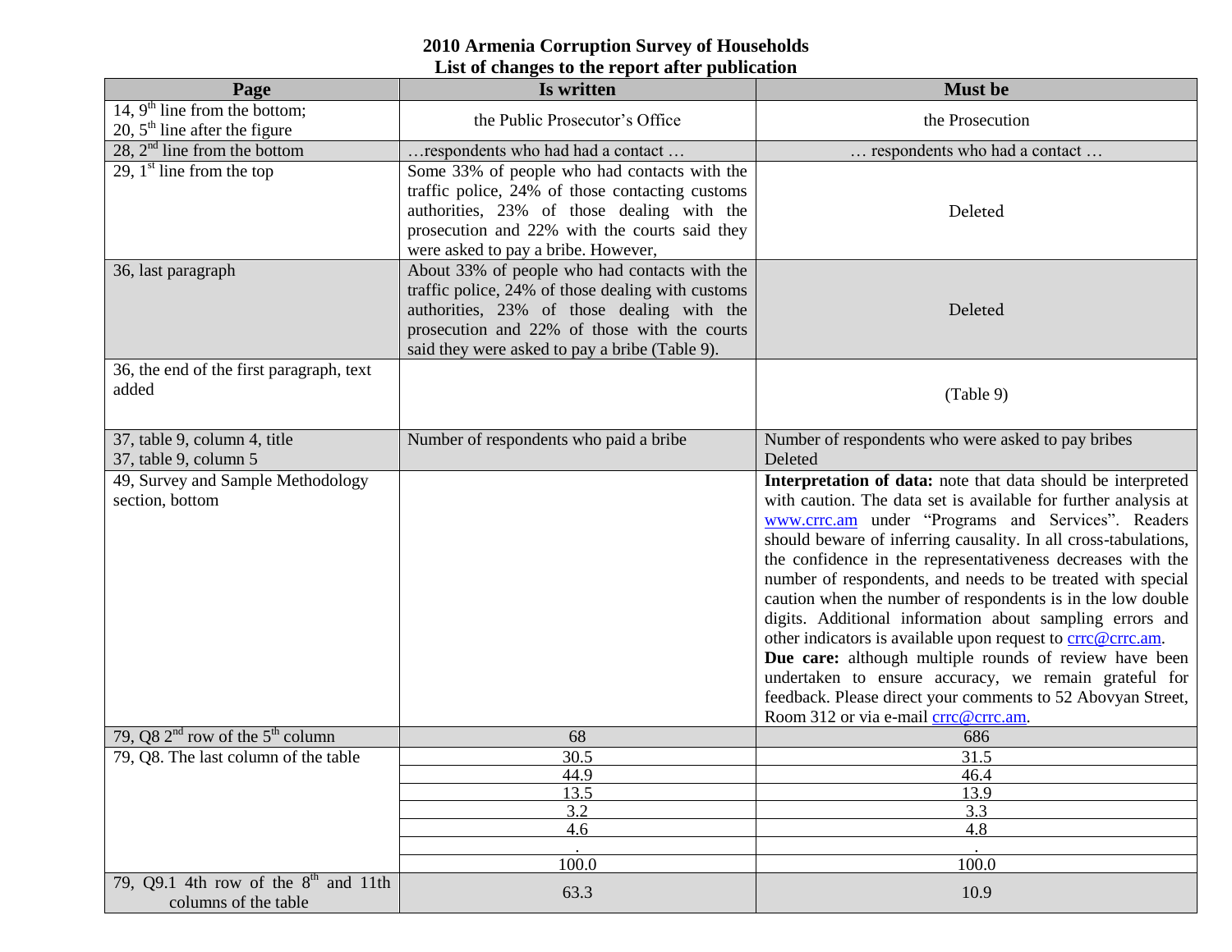# 2010 Armenia Corruption Survey of Households

## List of changes to the report after publication

| Page | Is written | Must be |
|---|---|---|
| 14, 9th line from the bottom; 20, 5th line after the figure | the Public Prosecutor's Office | the Prosecution |
| 28, 2nd line from the bottom | …respondents who had had a contact … | … respondents who had a contact … |
| 29, 1st line from the top | Some 33% of people who had contacts with the traffic police, 24% of those contacting customs authorities, 23% of those dealing with the prosecution and 22% with the courts said they were asked to pay a bribe. However, | Deleted |
| 36, last paragraph | About 33% of people who had contacts with the traffic police, 24% of those dealing with customs authorities, 23% of those dealing with the prosecution and 22% of those with the courts said they were asked to pay a bribe (Table 9). | Deleted |
| 36, the end of the first paragraph, text added | | (Table 9) |
| 37, table 9, column 4, title<br>37, table 9, column 5 | Number of respondents who paid a bribe | Number of respondents who were asked to pay bribes<br>Deleted |
| 49, Survey and Sample Methodology section, bottom | | **Interpretation of data:** note that data should be interpreted with caution. The data set is available for further analysis at www.crrc.am under "Programs and Services". Readers should beware of inferring causality. In all cross-tabulations, the confidence in the representativeness decreases with the number of respondents, and needs to be treated with special caution when the number of respondents is in the low double digits. Additional information about sampling errors and other indicators is available upon request to crrc@crrc.am.<br>**Due care:** although multiple rounds of review have been undertaken to ensure accuracy, we remain grateful for feedback. Please direct your comments to 52 Abovyan Street, Room 312 or via e-mail crrc@crrc.am. |
| 79, Q8 2nd row of the 5th column | 68 | 686 |
| 79, Q8. The last column of the table | 30.5 | 31.5 |
| | 44.9 | 46.4 |
| | 13.5 | 13.9 |
| | 3.2 | 3.3 |
| | 4.6 | 4.8 |
| | . | . |
| | 100.0 | 100.0 |
| 79, Q9.1 4th row of the 8th and 11th columns of the table | 63.3 | 10.9 |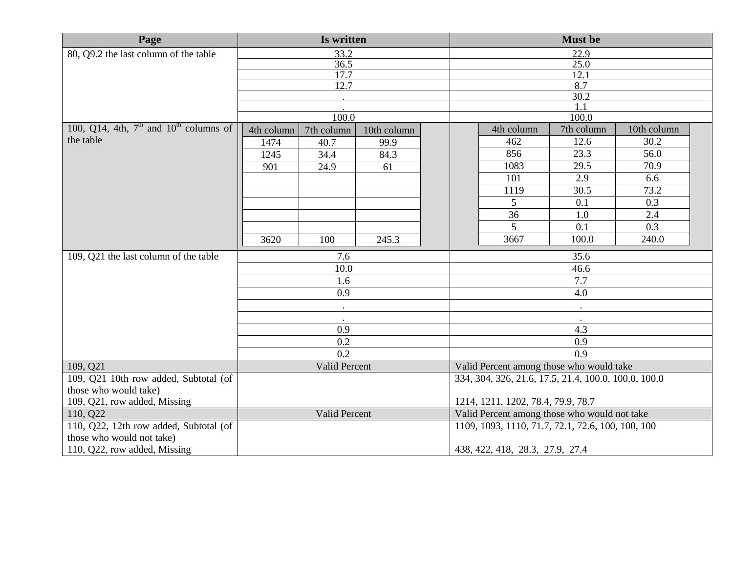| Page | Is written | Must be |
|---|---|---|
| 80, Q9.2 the last column of the table | 33.2 | 22.9 |
| | 36.5 | 25.0 |
| | 17.7 | 12.1 |
| | 12.7 | 8.7 |
| | . | 30.2 |
| | . | 1.1 |
| | 100.0 | 100.0 |
| 100, Q14, 4th, 7th and 10th columns of the table | see below | see below |
| 109, Q21 the last column of the table | 7.6 | 35.6 |
| | 10.0 | 46.6 |
| | 1.6 | 7.7 |
| | 0.9 | 4.0 |
| | . | . |
| | . | . |
| | 0.9 | 4.3 |
| | 0.2 | 0.9 |
| | 0.2 | 0.9 |
| 109, Q21 | Valid Percent | Valid Percent among those who would take |
| 109, Q21 10th row added, Subtotal (of those who would take) | | 334, 304, 326, 21.6, 17.5, 21.4, 100.0, 100.0, 100.0 |
| 109, Q21, row added, Missing | | 1214, 1211, 1202, 78.4, 79.9, 78.7 |
| 110, Q22 | Valid Percent | Valid Percent among those who would not take |
| 110, Q22, 12th row added, Subtotal (of those who would not take) | | 1109, 1093, 1110, 71.7, 72.1, 72.6, 100, 100, 100 |
| 110, Q22, row added, Missing | | 438, 422, 418, 28.3, 27.9, 27.4 |

100, Q14, 4th, 7th and 10th columns of the table — Is written:

| 4th column | 7th column | 10th column |
|---|---|---|
| 1474 | 40.7 | 99.9 |
| 1245 | 34.4 | 84.3 |
| 901 | 24.9 | 61 |
| | | |
| | | |
| | | |
| | | |
| | | |
| 3620 | 100 | 245.3 |

100, Q14, 4th, 7th and 10th columns of the table — Must be:

| 4th column | 7th column | 10th column |
|---|---|---|
| 462 | 12.6 | 30.2 |
| 856 | 23.3 | 56.0 |
| 1083 | 29.5 | 70.9 |
| 101 | 2.9 | 6.6 |
| 1119 | 30.5 | 73.2 |
| 5 | 0.1 | 0.3 |
| 36 | 1.0 | 2.4 |
| 5 | 0.1 | 0.3 |
| 3667 | 100.0 | 240.0 |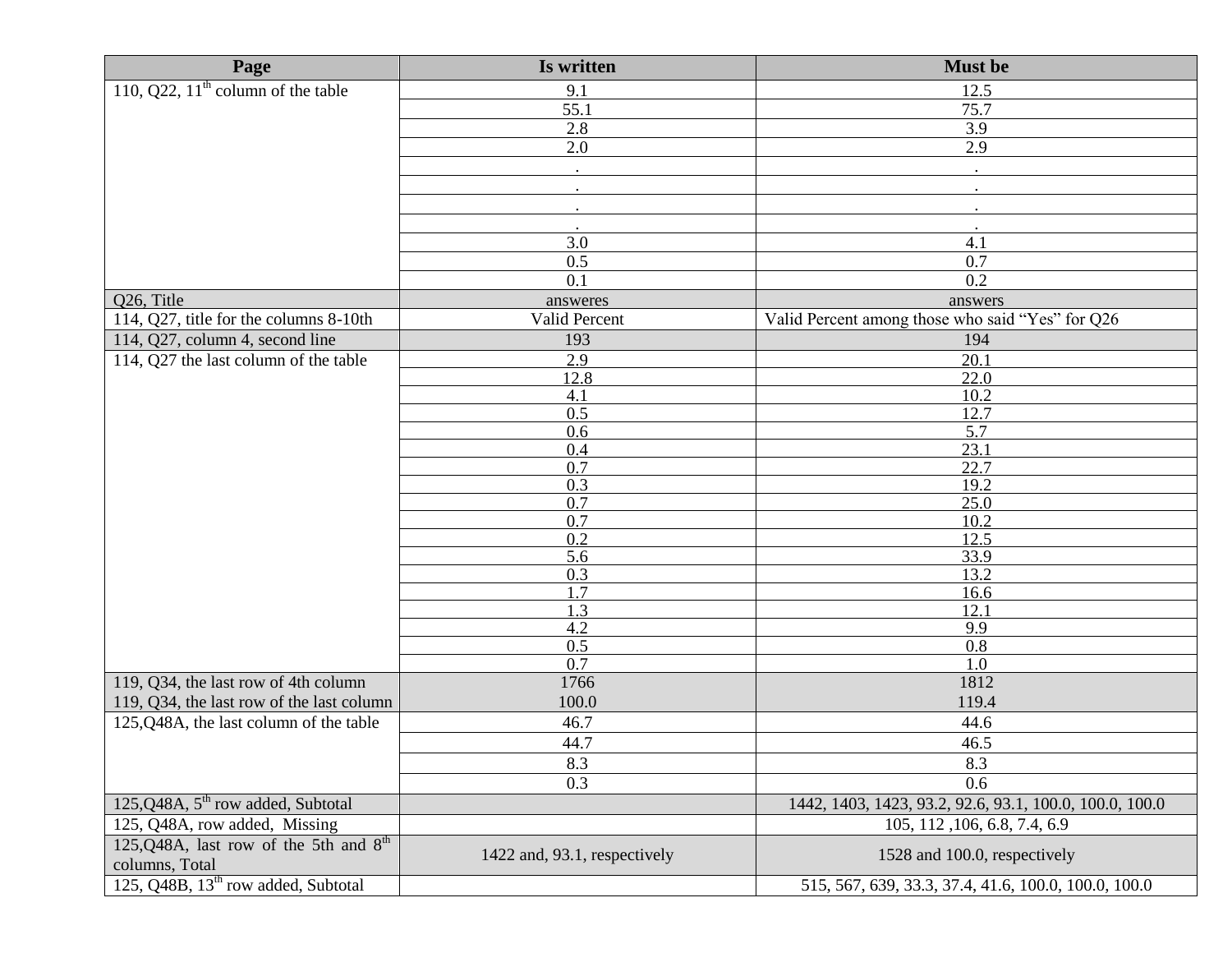| Page | Is written | Must be |
|---|---|---|
| 110, Q22, 11th column of the table | 9.1 | 12.5 |
| | 55.1 | 75.7 |
| | 2.8 | 3.9 |
| | 2.0 | 2.9 |
| | . | . |
| | . | . |
| | . | . |
| | . | . |
| | 3.0 | 4.1 |
| | 0.5 | 0.7 |
| | 0.1 | 0.2 |
| Q26, Title | answeres | answers |
| 114, Q27, title for the columns 8-10th | Valid Percent | Valid Percent among those who said “Yes” for Q26 |
| 114, Q27, column 4, second line | 193 | 194 |
| 114, Q27 the last column of the table | 2.9 | 20.1 |
| | 12.8 | 22.0 |
| | 4.1 | 10.2 |
| | 0.5 | 12.7 |
| | 0.6 | 5.7 |
| | 0.4 | 23.1 |
| | 0.7 | 22.7 |
| | 0.3 | 19.2 |
| | 0.7 | 25.0 |
| | 0.7 | 10.2 |
| | 0.2 | 12.5 |
| | 5.6 | 33.9 |
| | 0.3 | 13.2 |
| | 1.7 | 16.6 |
| | 1.3 | 12.1 |
| | 4.2 | 9.9 |
| | 0.5 | 0.8 |
| | 0.7 | 1.0 |
| 119, Q34, the last row of 4th column | 1766 | 1812 |
| 119, Q34, the last row of the last column | 100.0 | 119.4 |
| 125,Q48A, the last column of the table | 46.7 | 44.6 |
| | 44.7 | 46.5 |
| | 8.3 | 8.3 |
| | 0.3 | 0.6 |
| 125,Q48A, 5th row added, Subtotal | | 1442, 1403, 1423, 93.2, 92.6, 93.1, 100.0, 100.0, 100.0 |
| 125, Q48A, row added, Missing | | 105, 112 ,106, 6.8, 7.4, 6.9 |
| 125,Q48A, last row of the 5th and 8th columns, Total | 1422 and, 93.1, respectively | 1528 and 100.0, respectively |
| 125, Q48B, 13th row added, Subtotal | | 515, 567, 639, 33.3, 37.4, 41.6, 100.0, 100.0, 100.0 |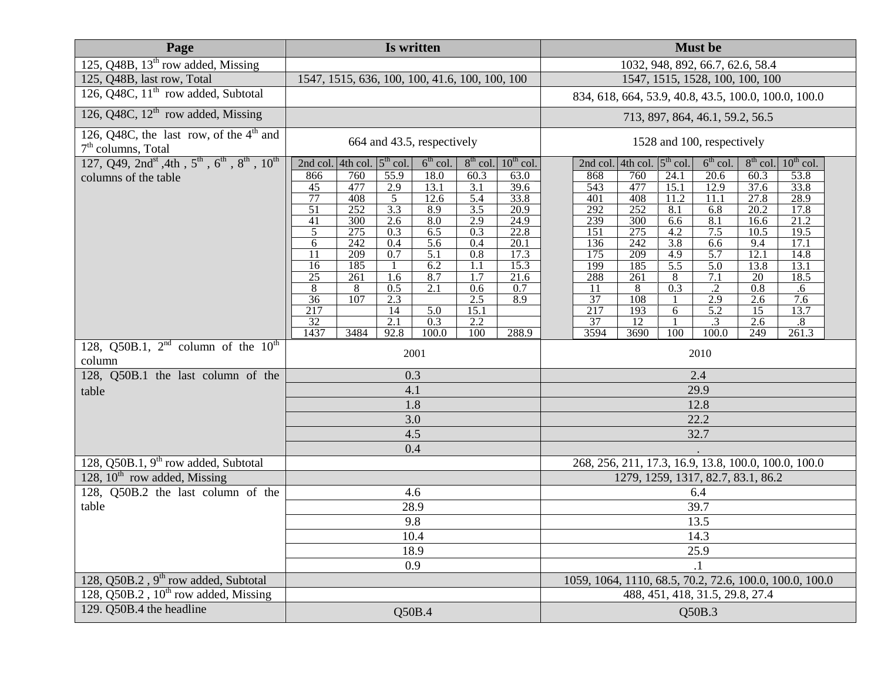| Page | Is written | Must be |
|---|---|---|
| 125, Q48B, 13th row added, Missing | | 1032, 948, 892, 66.7, 62.6, 58.4 |
| 125, Q48B, last row, Total | 1547, 1515, 636, 100, 100, 41.6, 100, 100, 100 | 1547, 1515, 1528, 100, 100, 100 |
| 126, Q48C, 11th row added, Subtotal | | 834, 618, 664, 53.9, 40.8, 43.5, 100.0, 100.0, 100.0 |
| 126, Q48C, 12th row added, Missing | | 713, 897, 864, 46.1, 59.2, 56.5 |
| 126, Q48C, the last row, of the 4th and 7th columns, Total | 664 and 43.5, respectively | 1528 and 100, respectively |
| 127, Q49, 2ndst ,4th , 5th , 6th , 8th , 10th columns of the table | (see table below) | (see table below) |
| 128, Q50B.1, 2nd column of the 10th column | 2001 | 2010 |
| 128, Q50B.1 the last column of the table | 0.3 | 2.4 |
| | 4.1 | 29.9 |
| | 1.8 | 12.8 |
| | 3.0 | 22.2 |
| | 4.5 | 32.7 |
| | 0.4 | . |
| 128, Q50B.1, 9th row added, Subtotal | | 268, 256, 211, 17.3, 16.9, 13.8, 100.0, 100.0, 100.0 |
| 128, 10th row added, Missing | | 1279, 1259, 1317, 82.7, 83.1, 86.2 |
| 128, Q50B.2 the last column of the table | 4.6 | 6.4 |
| | 28.9 | 39.7 |
| | 9.8 | 13.5 |
| | 10.4 | 14.3 |
| | 18.9 | 25.9 |
| | 0.9 | .1 |
| 128, Q50B.2 , 9th row added, Subtotal | | 1059, 1064, 1110, 68.5, 70.2, 72.6, 100.0, 100.0, 100.0 |
| 128, Q50B.2 , 10th row added, Missing | | 488, 451, 418, 31.5, 29.8, 27.4 |
| 129. Q50B.4 the headline | Q50B.4 | Q50B.3 |

127, Q49 — Is written:

| 2nd col. | 4th col. | 5th col. | 6th col. | 8th col. | 10th col. |
|---|---|---|---|---|---|
| 866 | 760 | 55.9 | 18.0 | 60.3 | 63.0 |
| 45 | 477 | 2.9 | 13.1 | 3.1 | 39.6 |
| 77 | 408 | 5 | 12.6 | 5.4 | 33.8 |
| 51 | 252 | 3.3 | 8.9 | 3.5 | 20.9 |
| 41 | 300 | 2.6 | 8.0 | 2.9 | 24.9 |
| 5 | 275 | 0.3 | 6.5 | 0.3 | 22.8 |
| 6 | 242 | 0.4 | 5.6 | 0.4 | 20.1 |
| 11 | 209 | 0.7 | 5.1 | 0.8 | 17.3 |
| 16 | 185 | 1 | 6.2 | 1.1 | 15.3 |
| 25 | 261 | 1.6 | 8.7 | 1.7 | 21.6 |
| 8 | 8 | 0.5 | 2.1 | 0.6 | 0.7 |
| 36 | 107 | 2.3 | | 2.5 | 8.9 |
| 217 | | 14 | 5.0 | 15.1 | |
| 32 | | 2.1 | 0.3 | 2.2 | |
| 1437 | 3484 | 92.8 | 100.0 | 100 | 288.9 |

127, Q49 — Must be:

| 2nd col. | 4th col. | 5th col. | 6th col. | 8th col. | 10th col. |
|---|---|---|---|---|---|
| 868 | 760 | 24.1 | 20.6 | 60.3 | 53.8 |
| 543 | 477 | 15.1 | 12.9 | 37.6 | 33.8 |
| 401 | 408 | 11.2 | 11.1 | 27.8 | 28.9 |
| 292 | 252 | 8.1 | 6.8 | 20.2 | 17.8 |
| 239 | 300 | 6.6 | 8.1 | 16.6 | 21.2 |
| 151 | 275 | 4.2 | 7.5 | 10.5 | 19.5 |
| 136 | 242 | 3.8 | 6.6 | 9.4 | 17.1 |
| 175 | 209 | 4.9 | 5.7 | 12.1 | 14.8 |
| 199 | 185 | 5.5 | 5.0 | 13.8 | 13.1 |
| 288 | 261 | 8 | 7.1 | 20 | 18.5 |
| 11 | 8 | 0.3 | .2 | 0.8 | .6 |
| 37 | 108 | 1 | 2.9 | 2.6 | 7.6 |
| 217 | 193 | 6 | 5.2 | 15 | 13.7 |
| 37 | 12 | 1 | .3 | 2.6 | .8 |
| 3594 | 3690 | 100 | 100.0 | 249 | 261.3 |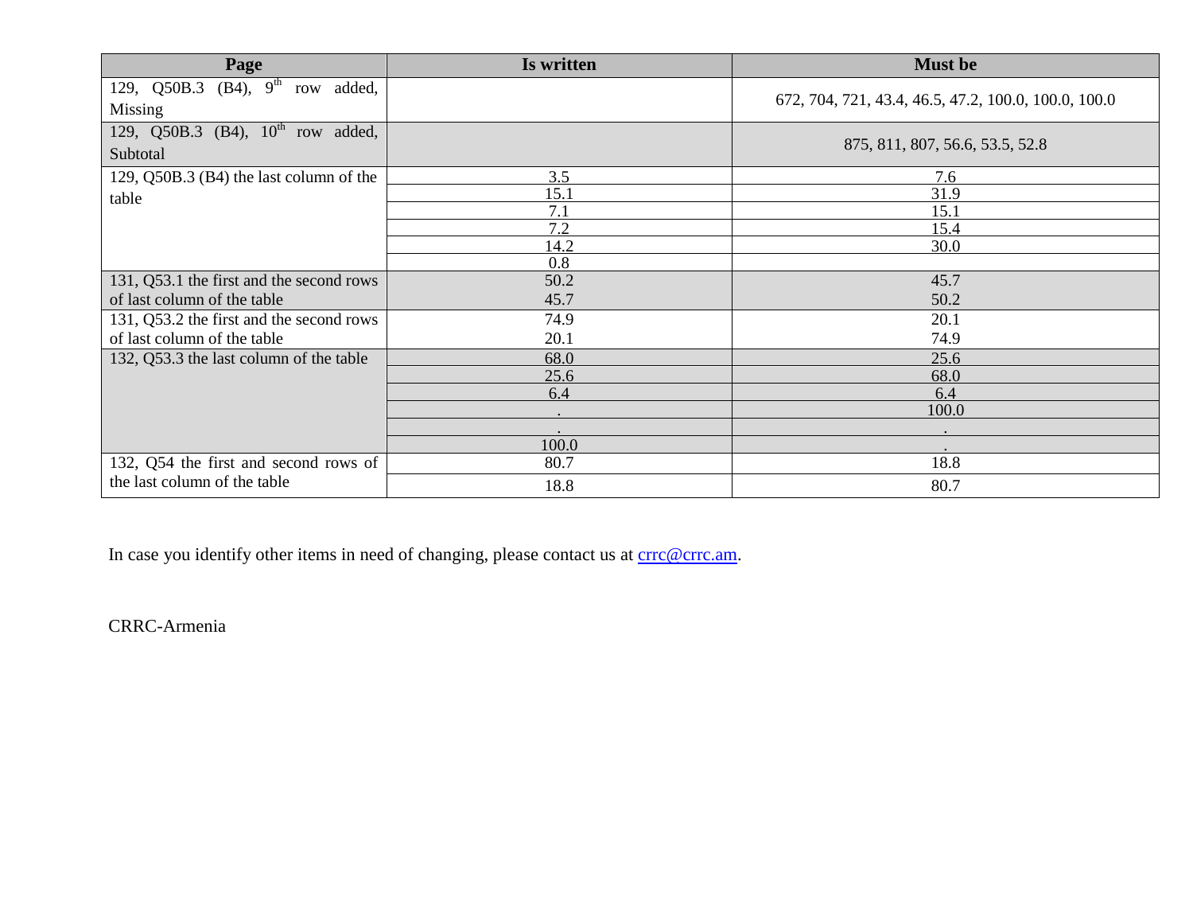| Page | Is written | Must be |
|---|---|---|
| 129, Q50B.3 (B4), 9th row added, Missing | | 672, 704, 721, 43.4, 46.5, 47.2, 100.0, 100.0, 100.0 |
| 129, Q50B.3 (B4), 10th row added, Subtotal | | 875, 811, 807, 56.6, 53.5, 52.8 |
| 129, Q50B.3 (B4) the last column of the table | 3.5 | 7.6 |
| | 15.1 | 31.9 |
| | 7.1 | 15.1 |
| | 7.2 | 15.4 |
| | 14.2 | 30.0 |
| | 0.8 | |
| 131, Q53.1 the first and the second rows of last column of the table | 50.2<br>45.7 | 45.7<br>50.2 |
| 131, Q53.2 the first and the second rows of last column of the table | 74.9<br>20.1 | 20.1<br>74.9 |
| 132, Q53.3 the last column of the table | 68.0 | 25.6 |
| | 25.6 | 68.0 |
| | 6.4 | 6.4 |
| | . | 100.0 |
| | . | . |
| | 100.0 | . |
| 132, Q54 the first and second rows of the last column of the table | 80.7 | 18.8 |
| | 18.8 | 80.7 |

In case you identify other items in need of changing, please contact us at crrc@crrc.am.

CRRC-Armenia